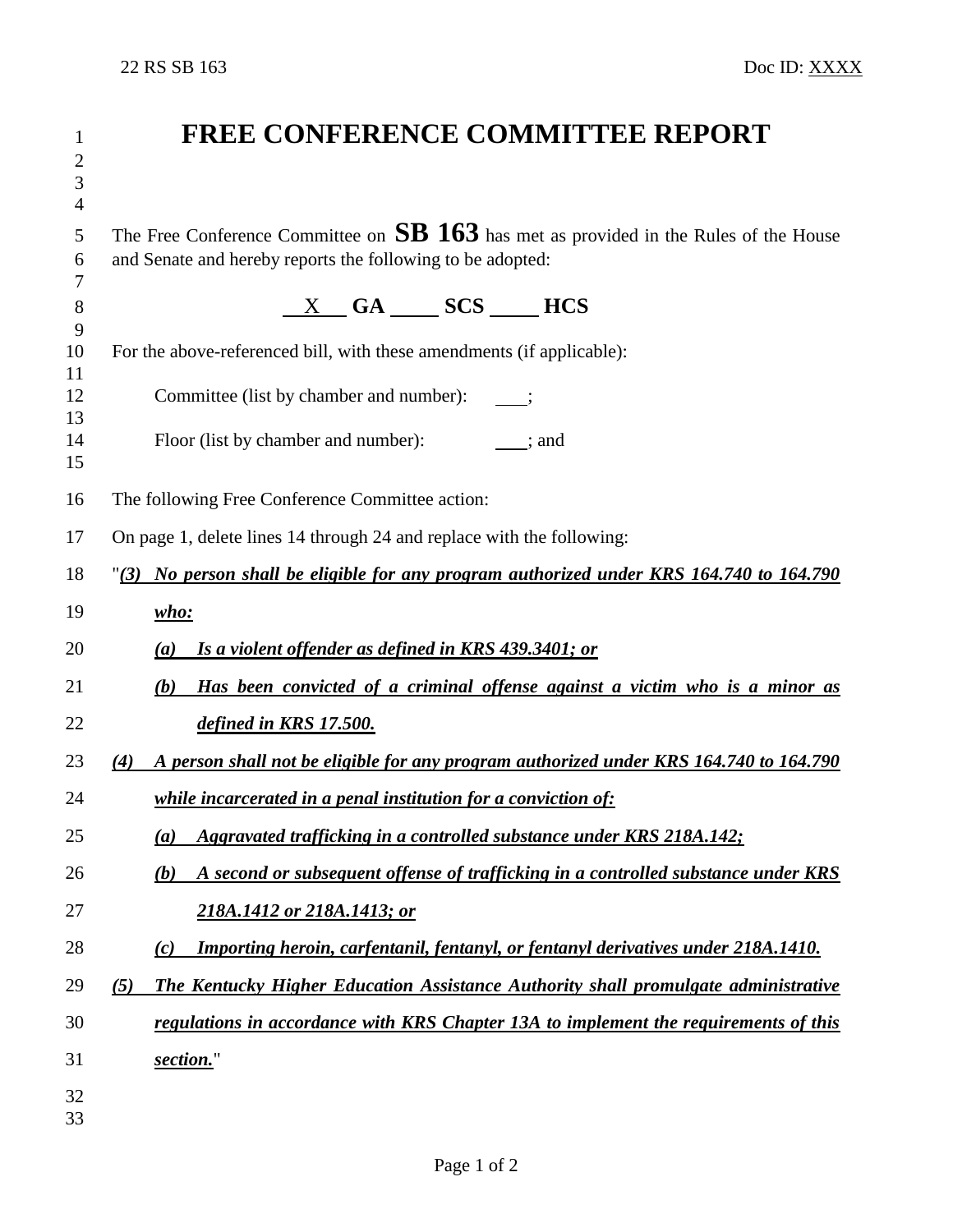# FREE CONFERENCE COMMITTEE REPORT

The Free Conference Committee on **SB 163** has met as provided in the Rules of the House and Senate and hereby reports the following to be adopted:

**\_\_X\_\_ GA \_\_\_\_ SCS \_\_\_\_ HCS**

For the above-referenced bill, with these amendments (if applicable):

Committee (list by chamber and number): \_\_\_;

Floor (list by chamber and number): \_\_\_; and

The following Free Conference Committee action:

On page 1, delete lines 14 through 24 and replace with the following:

"***(3) No person shall be eligible for any program authorized under KRS 164.740 to 164.790 who:***

> ***(a) Is a violent offender as defined in KRS 439.3401; or***
>
> ***(b) Has been convicted of a criminal offense against a victim who is a minor as defined in KRS 17.500.***

***(4) A person shall not be eligible for any program authorized under KRS 164.740 to 164.790 while incarcerated in a penal institution for a conviction of:***

> ***(a) Aggravated trafficking in a controlled substance under KRS 218A.142;***
>
> ***(b) A second or subsequent offense of trafficking in a controlled substance under KRS 218A.1412 or 218A.1413; or***
>
> ***(c) Importing heroin, carfentanil, fentanyl, or fentanyl derivatives under 218A.1410.***

***(5) The Kentucky Higher Education Assistance Authority shall promulgate administrative regulations in accordance with KRS Chapter 13A to implement the requirements of this section.***"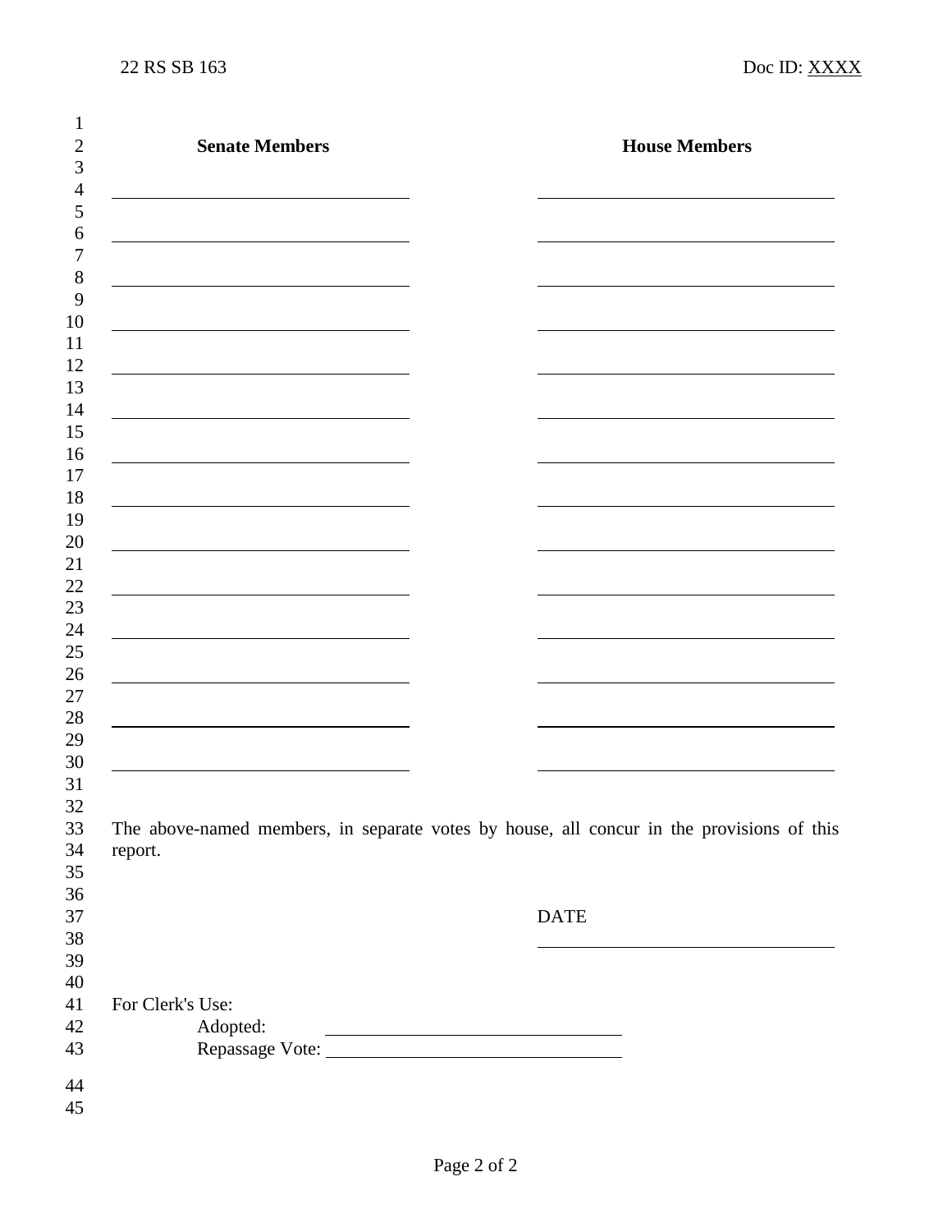| Senate Members | House Members |
| --- | --- |
| ______________________ | ______________________ |
| ______________________ | ______________________ |
| ______________________ | ______________________ |
| ______________________ | ______________________ |
| ______________________ | ______________________ |
| ______________________ | ______________________ |
| ______________________ | ______________________ |
| ______________________ | ______________________ |
| ______________________ | ______________________ |
| ______________________ | ______________________ |
| ______________________ | ______________________ |
| ______________________ | ______________________ |
| ______________________ | ______________________ |
| ______________________ | ______________________ |

The above-named members, in separate votes by house, all concur in the provisions of this report.

DATE

______________________

For Clerk's Use:

Adopted: ______________________

Repassage Vote: ______________________